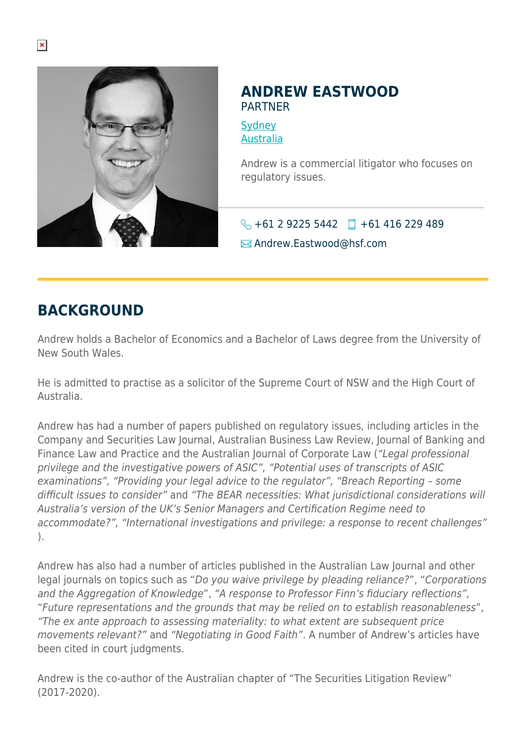# ANDREW EASTWOOD

PARTNER

Sydney
Australia

Andrew is a commercial litigator who focuses on regulatory issues.

+61 2 9225 5442 +61 416 229 489

Andrew.Eastwood@hsf.com

## BACKGROUND

Andrew holds a Bachelor of Economics and a Bachelor of Laws degree from the University of New South Wales.

He is admitted to practise as a solicitor of the Supreme Court of NSW and the High Court of Australia.

Andrew has had a number of papers published on regulatory issues, including articles in the Company and Securities Law Journal, Australian Business Law Review, Journal of Banking and Finance Law and Practice and the Australian Journal of Corporate Law (*"Legal professional privilege and the investigative powers of ASIC", "Potential uses of transcripts of ASIC examinations", "Providing your legal advice to the regulator", "Breach Reporting – some difficult issues to consider"* and *"The BEAR necessities: What jurisdictional considerations will Australia's version of the UK's Senior Managers and Certification Regime need to accommodate?", "International investigations and privilege: a response to recent challenges"*).

Andrew has also had a number of articles published in the Australian Law Journal and other legal journals on topics such as "*Do you waive privilege by pleading reliance?*", "*Corporations and the Aggregation of Knowledge*", *"A response to Professor Finn's fiduciary reflections"*, "*Future representations and the grounds that may be relied on to establish reasonableness*", *"The ex ante approach to assessing materiality: to what extent are subsequent price movements relevant?"* and *"Negotiating in Good Faith"*. A number of Andrew's articles have been cited in court judgments.

Andrew is the co-author of the Australian chapter of "The Securities Litigation Review" (2017-2020).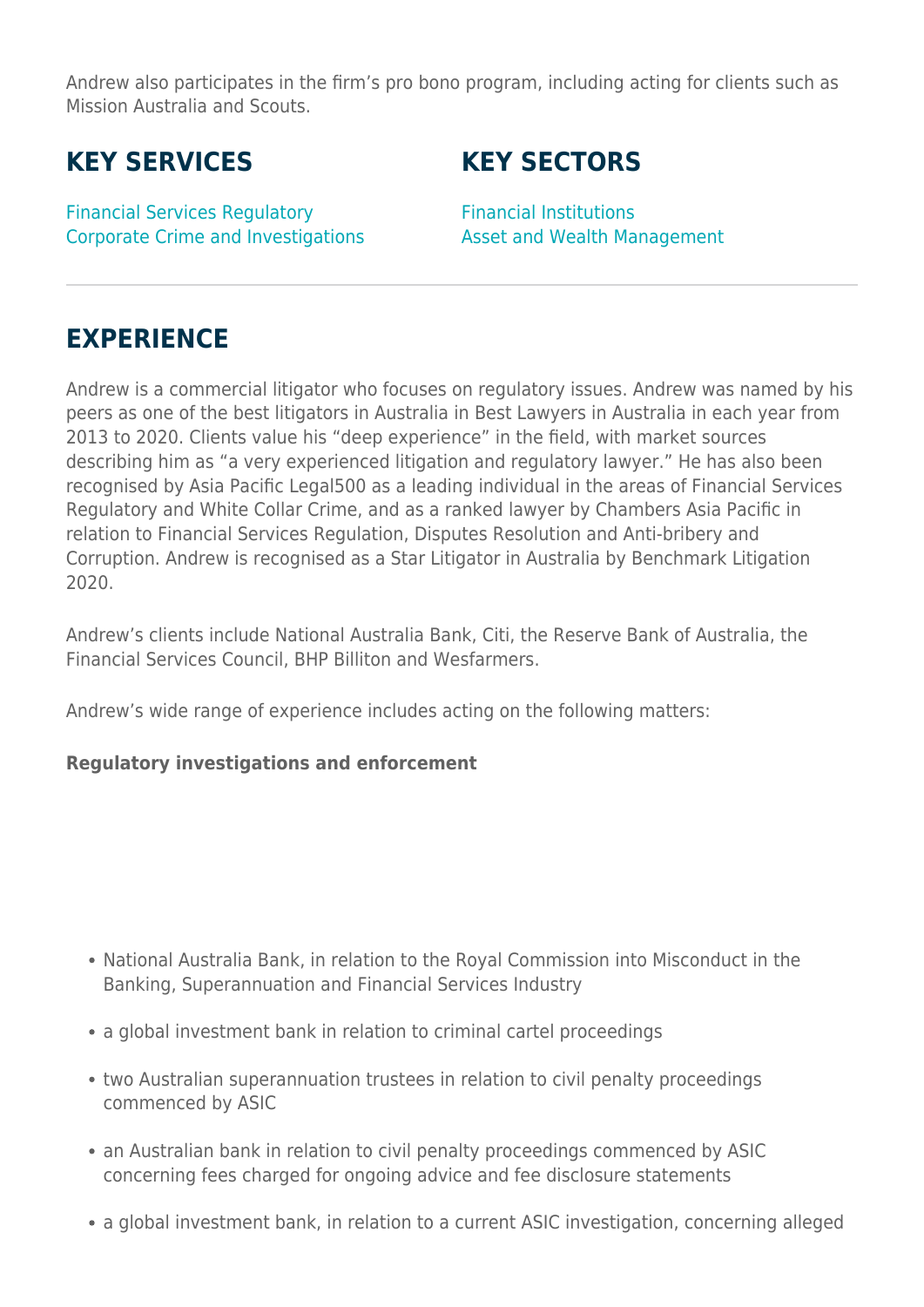Andrew also participates in the firm's pro bono program, including acting for clients such as Mission Australia and Scouts.

## KEY SERVICES

Financial Services Regulatory
Corporate Crime and Investigations

## KEY SECTORS

Financial Institutions
Asset and Wealth Management

## EXPERIENCE

Andrew is a commercial litigator who focuses on regulatory issues. Andrew was named by his peers as one of the best litigators in Australia in Best Lawyers in Australia in each year from 2013 to 2020. Clients value his "deep experience" in the field, with market sources describing him as "a very experienced litigation and regulatory lawyer." He has also been recognised by Asia Pacific Legal500 as a leading individual in the areas of Financial Services Regulatory and White Collar Crime, and as a ranked lawyer by Chambers Asia Pacific in relation to Financial Services Regulation, Disputes Resolution and Anti-bribery and Corruption. Andrew is recognised as a Star Litigator in Australia by Benchmark Litigation 2020.

Andrew's clients include National Australia Bank, Citi, the Reserve Bank of Australia, the Financial Services Council, BHP Billiton and Wesfarmers.

Andrew's wide range of experience includes acting on the following matters:

**Regulatory investigations and enforcement**

- National Australia Bank, in relation to the Royal Commission into Misconduct in the Banking, Superannuation and Financial Services Industry
- a global investment bank in relation to criminal cartel proceedings
- two Australian superannuation trustees in relation to civil penalty proceedings commenced by ASIC
- an Australian bank in relation to civil penalty proceedings commenced by ASIC concerning fees charged for ongoing advice and fee disclosure statements
- a global investment bank, in relation to a current ASIC investigation, concerning alleged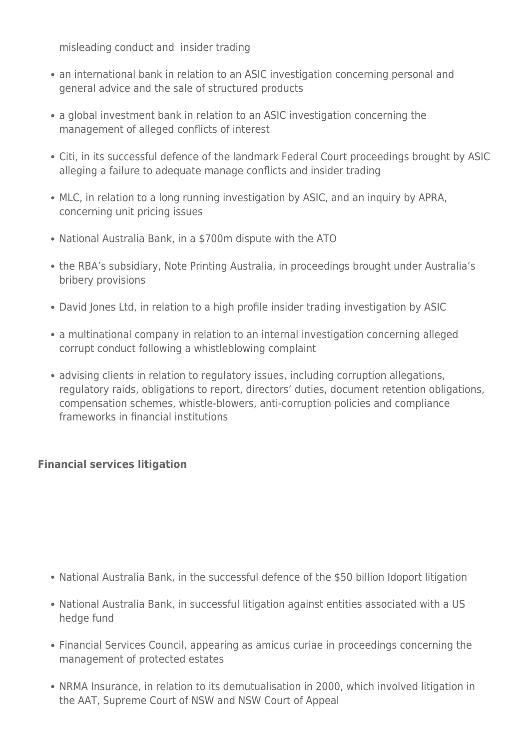misleading conduct and insider trading

- an international bank in relation to an ASIC investigation concerning personal and general advice and the sale of structured products
- a global investment bank in relation to an ASIC investigation concerning the management of alleged conflicts of interest
- Citi, in its successful defence of the landmark Federal Court proceedings brought by ASIC alleging a failure to adequate manage conflicts and insider trading
- MLC, in relation to a long running investigation by ASIC, and an inquiry by APRA, concerning unit pricing issues
- National Australia Bank, in a $700m dispute with the ATO
- the RBA's subsidiary, Note Printing Australia, in proceedings brought under Australia's bribery provisions
- David Jones Ltd, in relation to a high profile insider trading investigation by ASIC
- a multinational company in relation to an internal investigation concerning alleged corrupt conduct following a whistleblowing complaint
- advising clients in relation to regulatory issues, including corruption allegations, regulatory raids, obligations to report, directors' duties, document retention obligations, compensation schemes, whistle-blowers, anti-corruption policies and compliance frameworks in financial institutions

**Financial services litigation**

- National Australia Bank, in the successful defence of the $50 billion Idoport litigation
- National Australia Bank, in successful litigation against entities associated with a US hedge fund
- Financial Services Council, appearing as amicus curiae in proceedings concerning the management of protected estates
- NRMA Insurance, in relation to its demutualisation in 2000, which involved litigation in the AAT, Supreme Court of NSW and NSW Court of Appeal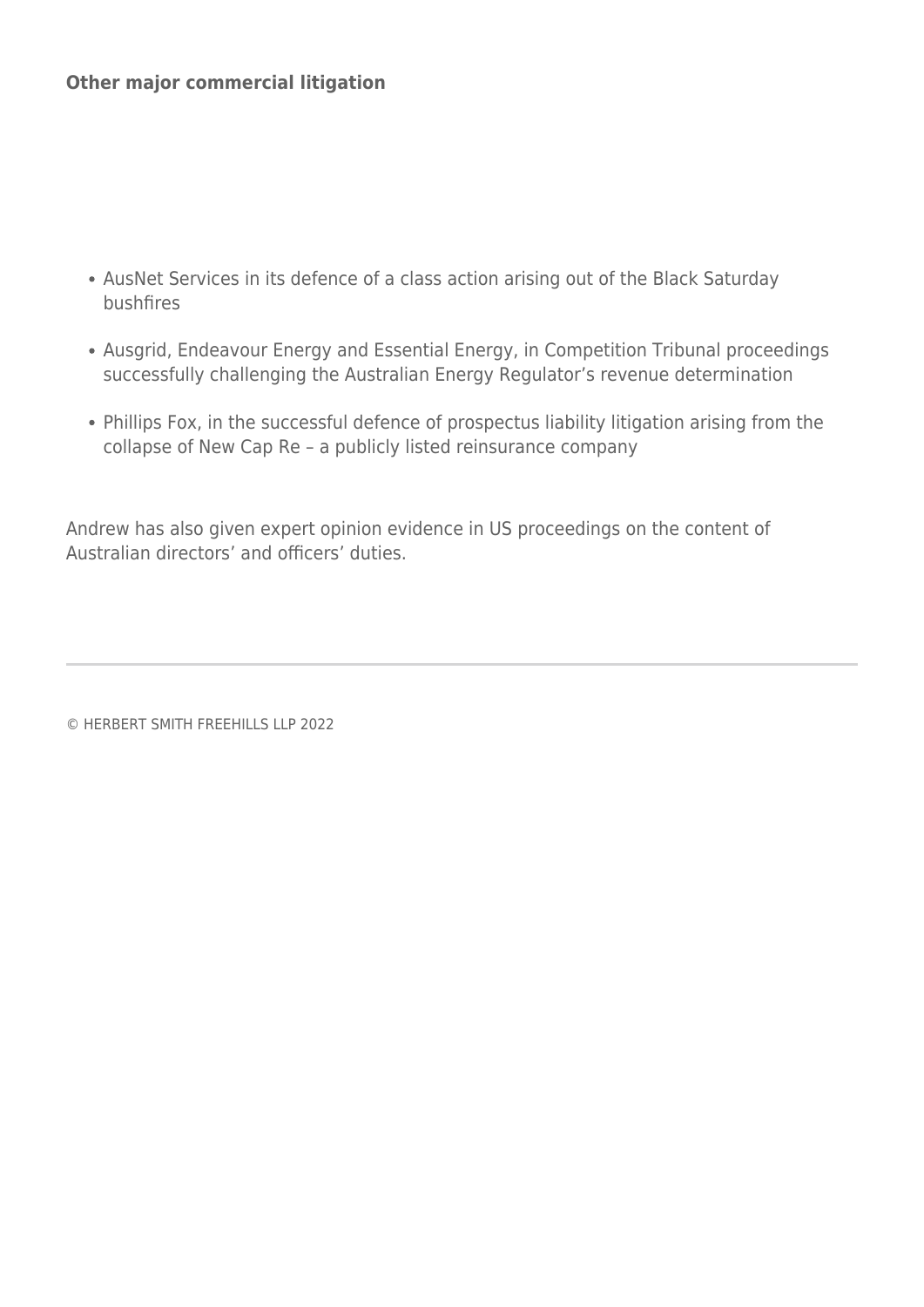**Other major commercial litigation**

- AusNet Services in its defence of a class action arising out of the Black Saturday bushfires
- Ausgrid, Endeavour Energy and Essential Energy, in Competition Tribunal proceedings successfully challenging the Australian Energy Regulator's revenue determination
- Phillips Fox, in the successful defence of prospectus liability litigation arising from the collapse of New Cap Re – a publicly listed reinsurance company

Andrew has also given expert opinion evidence in US proceedings on the content of Australian directors' and officers' duties.

---

© HERBERT SMITH FREEHILLS LLP 2022